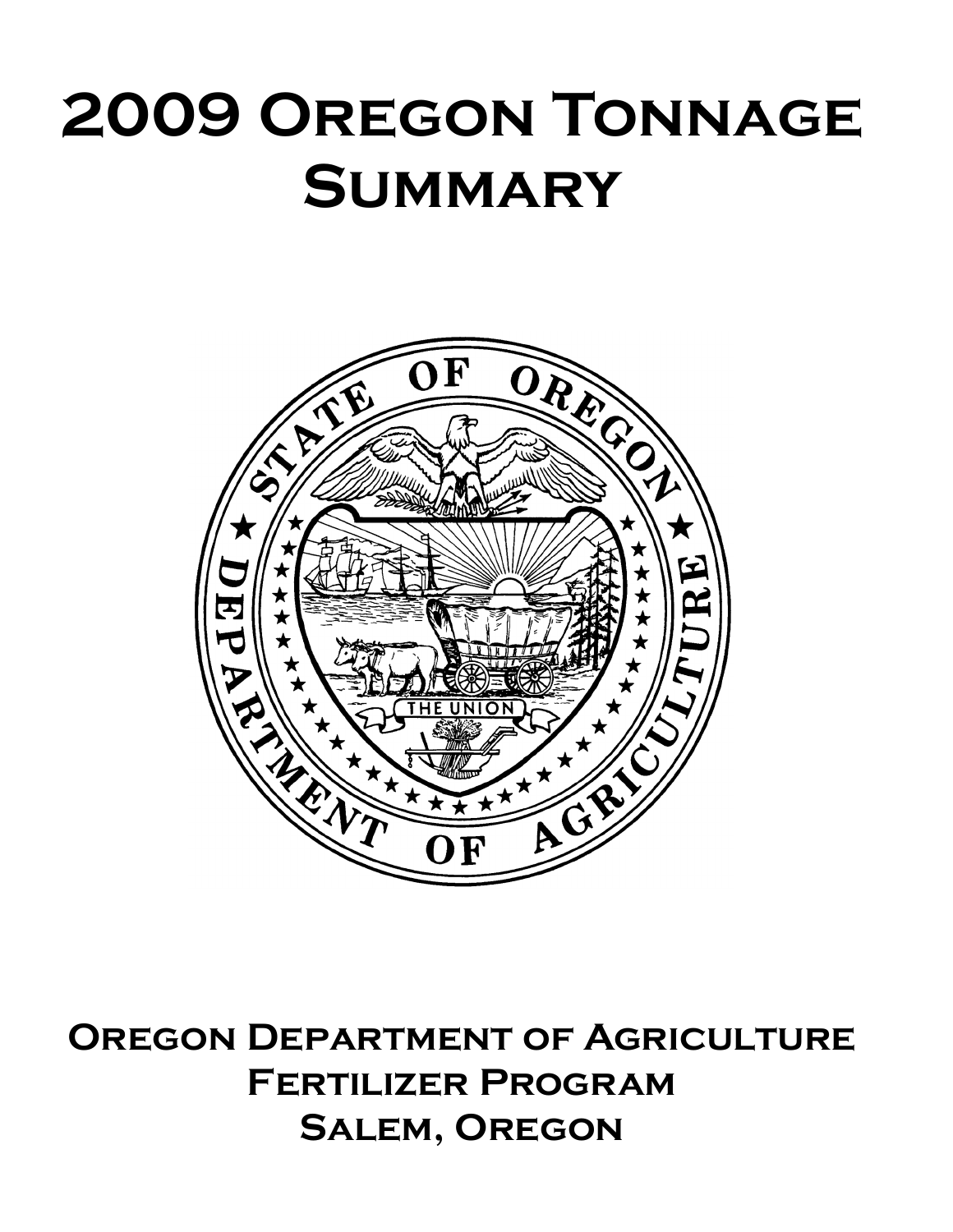# 2009 Oregon Tonnage Summary

**Oregon Department of Agriculture**
**Fertilizer Program**
**Salem, Oregon**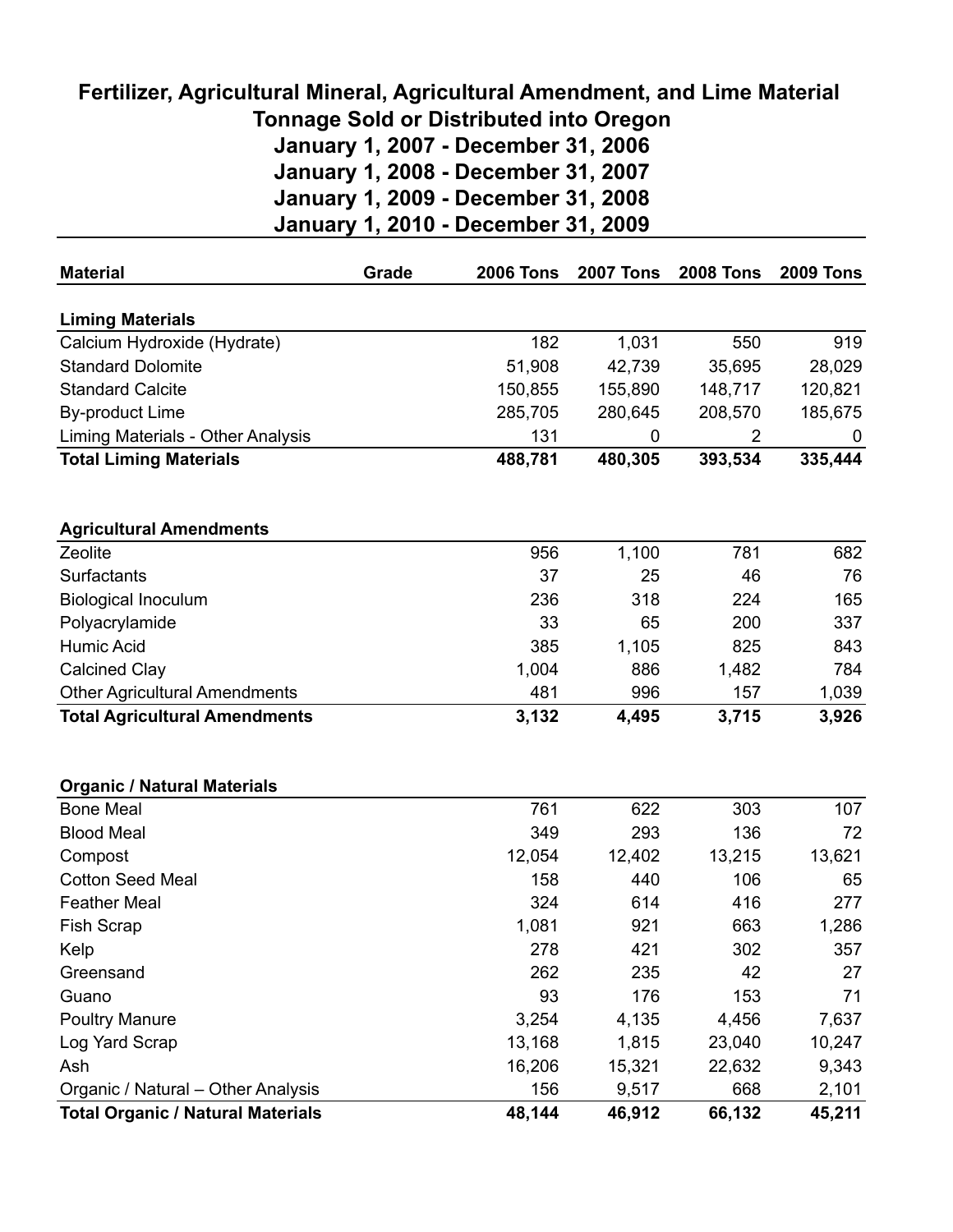# Fertilizer, Agricultural Mineral, Agricultural Amendment, and Lime Material Tonnage Sold or Distributed into Oregon

**January 1, 2007 - December 31, 2006**
**January 1, 2008 - December 31, 2007**
**January 1, 2009 - December 31, 2008**
**January 1, 2010 - December 31, 2009**

| Material | Grade | 2006 Tons | 2007 Tons | 2008 Tons | 2009 Tons |
|---|---|---|---|---|---|
| **Liming Materials** | | | | | |
| Calcium Hydroxide (Hydrate) | | 182 | 1,031 | 550 | 919 |
| Standard Dolomite | | 51,908 | 42,739 | 35,695 | 28,029 |
| Standard Calcite | | 150,855 | 155,890 | 148,717 | 120,821 |
| By-product Lime | | 285,705 | 280,645 | 208,570 | 185,675 |
| Liming Materials - Other Analysis | | 131 | 0 | 2 | 0 |
| **Total Liming Materials** | | **488,781** | **480,305** | **393,534** | **335,444** |
| | | | | | |
| **Agricultural Amendments** | | | | | |
| Zeolite | | 956 | 1,100 | 781 | 682 |
| Surfactants | | 37 | 25 | 46 | 76 |
| Biological Inoculum | | 236 | 318 | 224 | 165 |
| Polyacrylamide | | 33 | 65 | 200 | 337 |
| Humic Acid | | 385 | 1,105 | 825 | 843 |
| Calcined Clay | | 1,004 | 886 | 1,482 | 784 |
| Other Agricultural Amendments | | 481 | 996 | 157 | 1,039 |
| **Total Agricultural Amendments** | | **3,132** | **4,495** | **3,715** | **3,926** |
| | | | | | |
| **Organic / Natural Materials** | | | | | |
| Bone Meal | | 761 | 622 | 303 | 107 |
| Blood Meal | | 349 | 293 | 136 | 72 |
| Compost | | 12,054 | 12,402 | 13,215 | 13,621 |
| Cotton Seed Meal | | 158 | 440 | 106 | 65 |
| Feather Meal | | 324 | 614 | 416 | 277 |
| Fish Scrap | | 1,081 | 921 | 663 | 1,286 |
| Kelp | | 278 | 421 | 302 | 357 |
| Greensand | | 262 | 235 | 42 | 27 |
| Guano | | 93 | 176 | 153 | 71 |
| Poultry Manure | | 3,254 | 4,135 | 4,456 | 7,637 |
| Log Yard Scrap | | 13,168 | 1,815 | 23,040 | 10,247 |
| Ash | | 16,206 | 15,321 | 22,632 | 9,343 |
| Organic / Natural – Other Analysis | | 156 | 9,517 | 668 | 2,101 |
| **Total Organic / Natural Materials** | | **48,144** | **46,912** | **66,132** | **45,211** |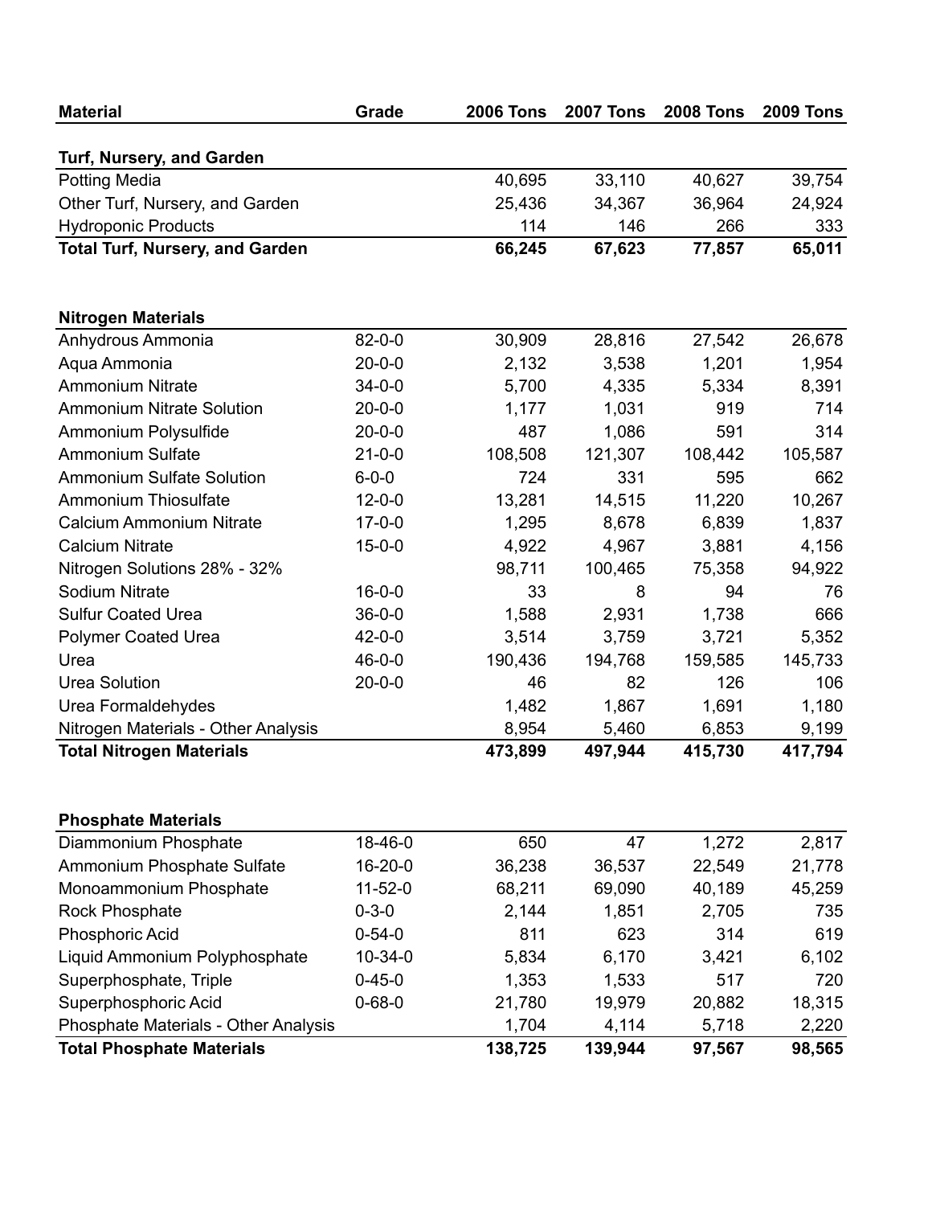| Material | Grade | 2006 Tons | 2007 Tons | 2008 Tons | 2009 Tons |
|---|---|---|---|---|---|
| **Turf, Nursery, and Garden** | | | | | |
| Potting Media | | 40,695 | 33,110 | 40,627 | 39,754 |
| Other Turf, Nursery, and Garden | | 25,436 | 34,367 | 36,964 | 24,924 |
| Hydroponic Products | | 114 | 146 | 266 | 333 |
| **Total Turf, Nursery, and Garden** | | **66,245** | **67,623** | **77,857** | **65,011** |
| | | | | | |
| **Nitrogen Materials** | | | | | |
| Anhydrous Ammonia | 82-0-0 | 30,909 | 28,816 | 27,542 | 26,678 |
| Aqua Ammonia | 20-0-0 | 2,132 | 3,538 | 1,201 | 1,954 |
| Ammonium Nitrate | 34-0-0 | 5,700 | 4,335 | 5,334 | 8,391 |
| Ammonium Nitrate Solution | 20-0-0 | 1,177 | 1,031 | 919 | 714 |
| Ammonium Polysulfide | 20-0-0 | 487 | 1,086 | 591 | 314 |
| Ammonium Sulfate | 21-0-0 | 108,508 | 121,307 | 108,442 | 105,587 |
| Ammonium Sulfate Solution | 6-0-0 | 724 | 331 | 595 | 662 |
| Ammonium Thiosulfate | 12-0-0 | 13,281 | 14,515 | 11,220 | 10,267 |
| Calcium Ammonium Nitrate | 17-0-0 | 1,295 | 8,678 | 6,839 | 1,837 |
| Calcium Nitrate | 15-0-0 | 4,922 | 4,967 | 3,881 | 4,156 |
| Nitrogen Solutions 28% - 32% | | 98,711 | 100,465 | 75,358 | 94,922 |
| Sodium Nitrate | 16-0-0 | 33 | 8 | 94 | 76 |
| Sulfur Coated Urea | 36-0-0 | 1,588 | 2,931 | 1,738 | 666 |
| Polymer Coated Urea | 42-0-0 | 3,514 | 3,759 | 3,721 | 5,352 |
| Urea | 46-0-0 | 190,436 | 194,768 | 159,585 | 145,733 |
| Urea Solution | 20-0-0 | 46 | 82 | 126 | 106 |
| Urea Formaldehydes | | 1,482 | 1,867 | 1,691 | 1,180 |
| Nitrogen Materials - Other Analysis | | 8,954 | 5,460 | 6,853 | 9,199 |
| **Total Nitrogen Materials** | | **473,899** | **497,944** | **415,730** | **417,794** |
| | | | | | |
| **Phosphate Materials** | | | | | |
| Diammonium Phosphate | 18-46-0 | 650 | 47 | 1,272 | 2,817 |
| Ammonium Phosphate Sulfate | 16-20-0 | 36,238 | 36,537 | 22,549 | 21,778 |
| Monoammonium Phosphate | 11-52-0 | 68,211 | 69,090 | 40,189 | 45,259 |
| Rock Phosphate | 0-3-0 | 2,144 | 1,851 | 2,705 | 735 |
| Phosphoric Acid | 0-54-0 | 811 | 623 | 314 | 619 |
| Liquid Ammonium Polyphosphate | 10-34-0 | 5,834 | 6,170 | 3,421 | 6,102 |
| Superphosphate, Triple | 0-45-0 | 1,353 | 1,533 | 517 | 720 |
| Superphosphoric Acid | 0-68-0 | 21,780 | 19,979 | 20,882 | 18,315 |
| Phosphate Materials - Other Analysis | | 1,704 | 4,114 | 5,718 | 2,220 |
| **Total Phosphate Materials** | | **138,725** | **139,944** | **97,567** | **98,565** |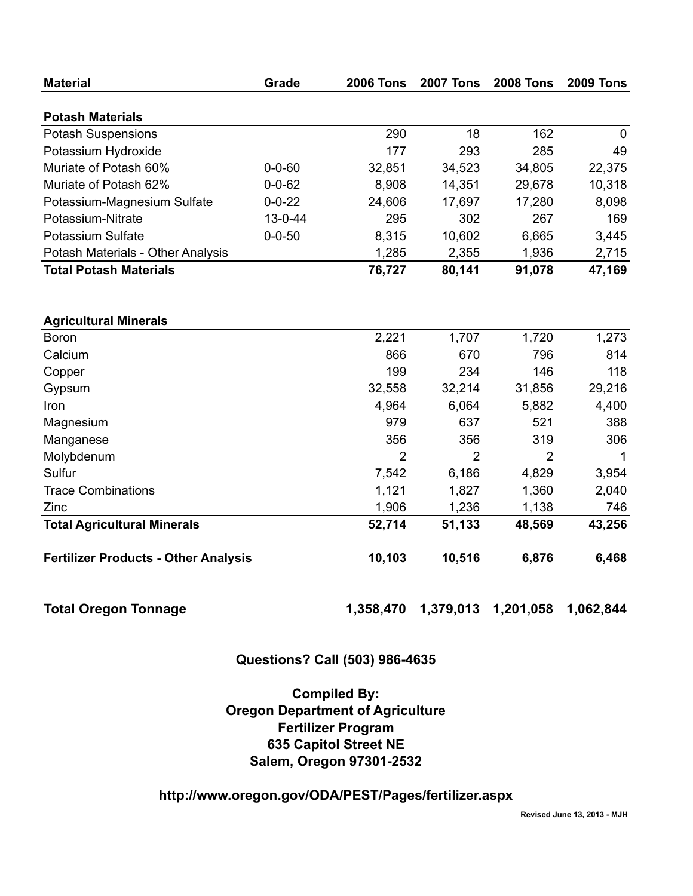| Material | Grade | 2006 Tons | 2007 Tons | 2008 Tons | 2009 Tons |
|---|---|---|---|---|---|
| **Potash Materials** | | | | | |
| Potash Suspensions | | 290 | 18 | 162 | 0 |
| Potassium Hydroxide | | 177 | 293 | 285 | 49 |
| Muriate of Potash 60% | 0-0-60 | 32,851 | 34,523 | 34,805 | 22,375 |
| Muriate of Potash 62% | 0-0-62 | 8,908 | 14,351 | 29,678 | 10,318 |
| Potassium-Magnesium Sulfate | 0-0-22 | 24,606 | 17,697 | 17,280 | 8,098 |
| Potassium-Nitrate | 13-0-44 | 295 | 302 | 267 | 169 |
| Potassium Sulfate | 0-0-50 | 8,315 | 10,602 | 6,665 | 3,445 |
| Potash Materials - Other Analysis | | 1,285 | 2,355 | 1,936 | 2,715 |
| **Total Potash Materials** | | **76,727** | **80,141** | **91,078** | **47,169** |
| **Agricultural Minerals** | | | | | |
| Boron | | 2,221 | 1,707 | 1,720 | 1,273 |
| Calcium | | 866 | 670 | 796 | 814 |
| Copper | | 199 | 234 | 146 | 118 |
| Gypsum | | 32,558 | 32,214 | 31,856 | 29,216 |
| Iron | | 4,964 | 6,064 | 5,882 | 4,400 |
| Magnesium | | 979 | 637 | 521 | 388 |
| Manganese | | 356 | 356 | 319 | 306 |
| Molybdenum | | 2 | 2 | 2 | 1 |
| Sulfur | | 7,542 | 6,186 | 4,829 | 3,954 |
| Trace Combinations | | 1,121 | 1,827 | 1,360 | 2,040 |
| Zinc | | 1,906 | 1,236 | 1,138 | 746 |
| **Total Agricultural Minerals** | | **52,714** | **51,133** | **48,569** | **43,256** |
| **Fertilizer Products - Other Analysis** | | **10,103** | **10,516** | **6,876** | **6,468** |
| **Total Oregon Tonnage** | | **1,358,470** | **1,379,013** | **1,201,058** | **1,062,844** |

**Questions? Call (503) 986-4635**

**Compiled By:**
**Oregon Department of Agriculture**
**Fertilizer Program**
**635 Capitol Street NE**
**Salem, Oregon 97301-2532**

**http://www.oregon.gov/ODA/PEST/Pages/fertilizer.aspx**

**Revised June 13, 2013 - MJH**